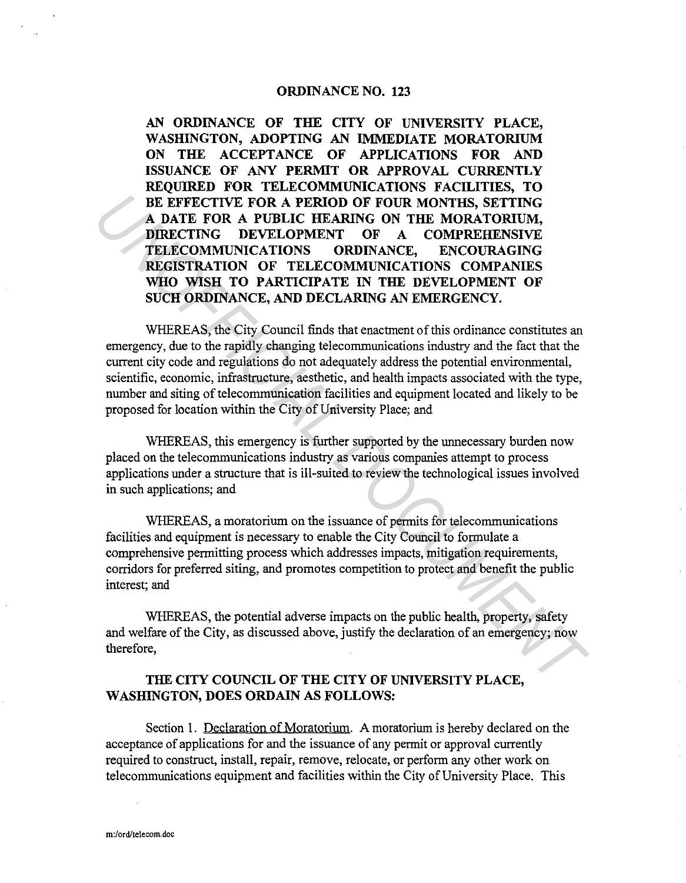# ORDINANCE NO. 123

**AN ORDINANCE OF THE CITY OF UNIVERSITY PLACE, WASHINGTON, ADOPTING AN IMMEDIATE MORATORIUM ON THE ACCEPTANCE OF APPLICATIONS FOR AND ISSUANCE OF ANY PERMIT OR APPROVAL CURRENTLY REQUIRED FOR TELECOMMUNICATIONS FACILITIES, TO BE EFFECTIVE FOR A PERIOD OF FOUR MONTHS, SETTING A DATE FOR A PUBLIC HEARING ON THE MORATORIUM, DIRECTING DEVELOPMENT OF A COMPREHENSIVE TELECOMMUNICATIONS ORDINANCE, ENCOURAGING REGISTRATION OF TELECOMMUNICATIONS COMPANIES WHO WISH TO PARTICIPATE IN THE DEVELOPMENT OF SUCH ORDINANCE, AND DECLARING AN EMERGENCY.**

WHEREAS, the City Council finds that enactment of this ordinance constitutes an emergency, due to the rapidly changing telecommunications industry and the fact that the current city code and regulations do not adequately address the potential environmental, scientific, economic, infrastructure, aesthetic, and health impacts associated with the type, number and siting of telecommunication facilities and equipment located and likely to be proposed for location within the City of University Place; and

WHEREAS, this emergency is further supported by the unnecessary burden now placed on the telecommunications industry as various companies attempt to process applications under a structure that is ill-suited to review the technological issues involved in such applications; and

WHEREAS, a moratorium on the issuance of permits for telecommunications facilities and equipment is necessary to enable the City Council to formulate a comprehensive permitting process which addresses impacts, mitigation requirements, corridors for preferred siting, and promotes competition to protect and benefit the public interest; and

WHEREAS, the potential adverse impacts on the public health, property, safety and welfare of the City, as discussed above, justify the declaration of an emergency; now therefore,

**THE CITY COUNCIL OF THE CITY OF UNIVERSITY PLACE, WASHINGTON, DOES ORDAIN AS FOLLOWS:**

Section 1. Declaration of Moratorium. A moratorium is hereby declared on the acceptance of applications for and the issuance of any permit or approval currently required to construct, install, repair, remove, relocate, or perform any other work on telecommunications equipment and facilities within the City of University Place. This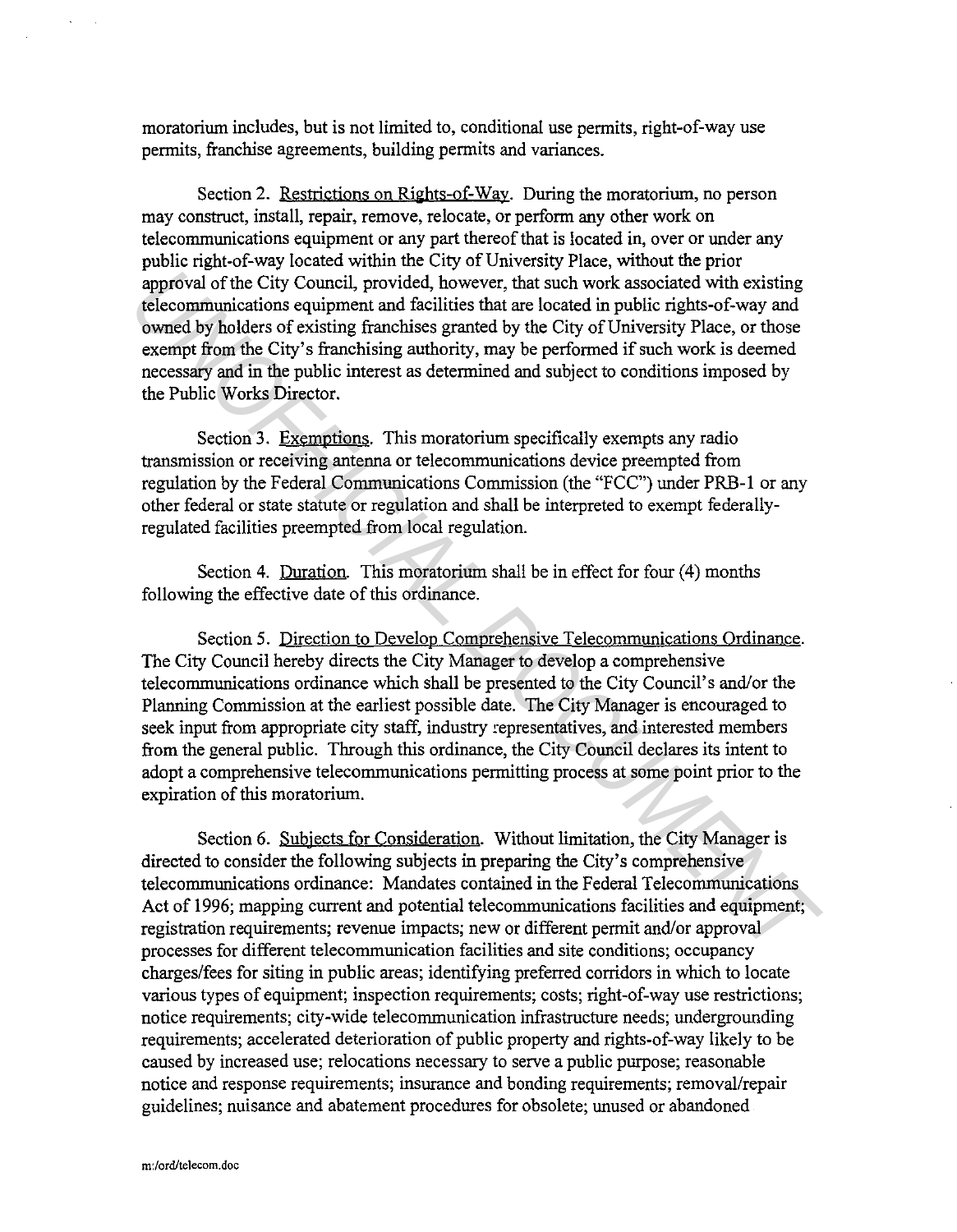moratorium includes, but is not limited to, conditional use permits, right-of-way use permits, franchise agreements, building permits and variances.

Section 2. Restrictions on Rights-of-Way. During the moratorium, no person may construct, install, repair, remove, relocate, or perform any other work on telecommunications equipment or any part thereof that is located in, over or under any public right-of-way located within the City of University Place, without the prior approval of the City Council, provided, however, that such work associated with existing telecommunications equipment and facilities that are located in public rights-of-way and owned by holders of existing franchises granted by the City of University Place, or those exempt from the City's franchising authority, may be performed if such work is deemed necessary and in the public interest as determined and subject to conditions imposed by the Public Works Director.

Section 3. Exemptions. This moratorium specifically exempts any radio transmission or receiving antenna or telecommunications device preempted from regulation by the Federal Communications Commission (the "FCC") under PRB-1 or any other federal or state statute or regulation and shall be interpreted to exempt federally-regulated facilities preempted from local regulation.

Section 4. Duration. This moratorium shall be in effect for four (4) months following the effective date of this ordinance.

Section 5. Direction to Develop Comprehensive Telecommunications Ordinance. The City Council hereby directs the City Manager to develop a comprehensive telecommunications ordinance which shall be presented to the City Council's and/or the Planning Commission at the earliest possible date. The City Manager is encouraged to seek input from appropriate city staff, industry representatives, and interested members from the general public. Through this ordinance, the City Council declares its intent to adopt a comprehensive telecommunications permitting process at some point prior to the expiration of this moratorium.

Section 6. Subjects for Consideration. Without limitation, the City Manager is directed to consider the following subjects in preparing the City's comprehensive telecommunications ordinance: Mandates contained in the Federal Telecommunications Act of 1996; mapping current and potential telecommunications facilities and equipment; registration requirements; revenue impacts; new or different permit and/or approval processes for different telecommunication facilities and site conditions; occupancy charges/fees for siting in public areas; identifying preferred corridors in which to locate various types of equipment; inspection requirements; costs; right-of-way use restrictions; notice requirements; city-wide telecommunication infrastructure needs; undergrounding requirements; accelerated deterioration of public property and rights-of-way likely to be caused by increased use; relocations necessary to serve a public purpose; reasonable notice and response requirements; insurance and bonding requirements; removal/repair guidelines; nuisance and abatement procedures for obsolete; unused or abandoned

m:/ord/telecom.doc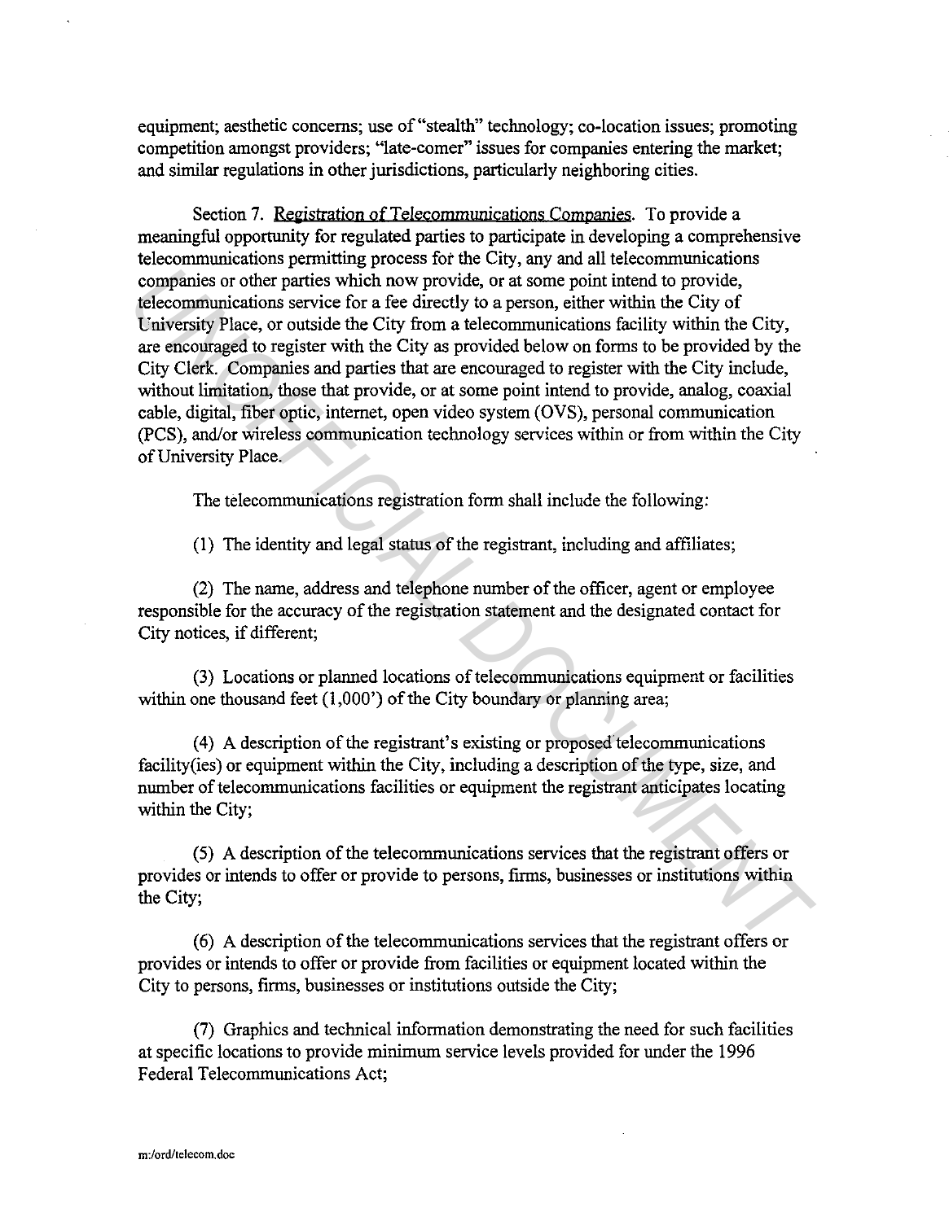equipment; aesthetic concerns; use of "stealth" technology; co-location issues; promoting competition amongst providers; "late-comer" issues for companies entering the market; and similar regulations in other jurisdictions, particularly neighboring cities.

Section 7. Registration of Telecommunications Companies. To provide a meaningful opportunity for regulated parties to participate in developing a comprehensive telecommunications permitting process for the City, any and all telecommunications companies or other parties which now provide, or at some point intend to provide, telecommunications service for a fee directly to a person, either within the City of University Place, or outside the City from a telecommunications facility within the City, are encouraged to register with the City as provided below on forms to be provided by the City Clerk. Companies and parties that are encouraged to register with the City include, without limitation, those that provide, or at some point intend to provide, analog, coaxial cable, digital, fiber optic, internet, open video system (OVS), personal communication (PCS), and/or wireless communication technology services within or from within the City of University Place.

The telecommunications registration form shall include the following:

(1) The identity and legal status of the registrant, including and affiliates;

(2) The name, address and telephone number of the officer, agent or employee responsible for the accuracy of the registration statement and the designated contact for City notices, if different;

(3) Locations or planned locations of telecommunications equipment or facilities within one thousand feet (1,000') of the City boundary or planning area;

(4) A description of the registrant's existing or proposed telecommunications facility(ies) or equipment within the City, including a description of the type, size, and number of telecommunications facilities or equipment the registrant anticipates locating within the City;

(5) A description of the telecommunications services that the registrant offers or provides or intends to offer or provide to persons, firms, businesses or institutions within the City;

(6) A description of the telecommunications services that the registrant offers or provides or intends to offer or provide from facilities or equipment located within the City to persons, firms, businesses or institutions outside the City;

(7) Graphics and technical information demonstrating the need for such facilities at specific locations to provide minimum service levels provided for under the 1996 Federal Telecommunications Act;

m:/ord/telecom.doc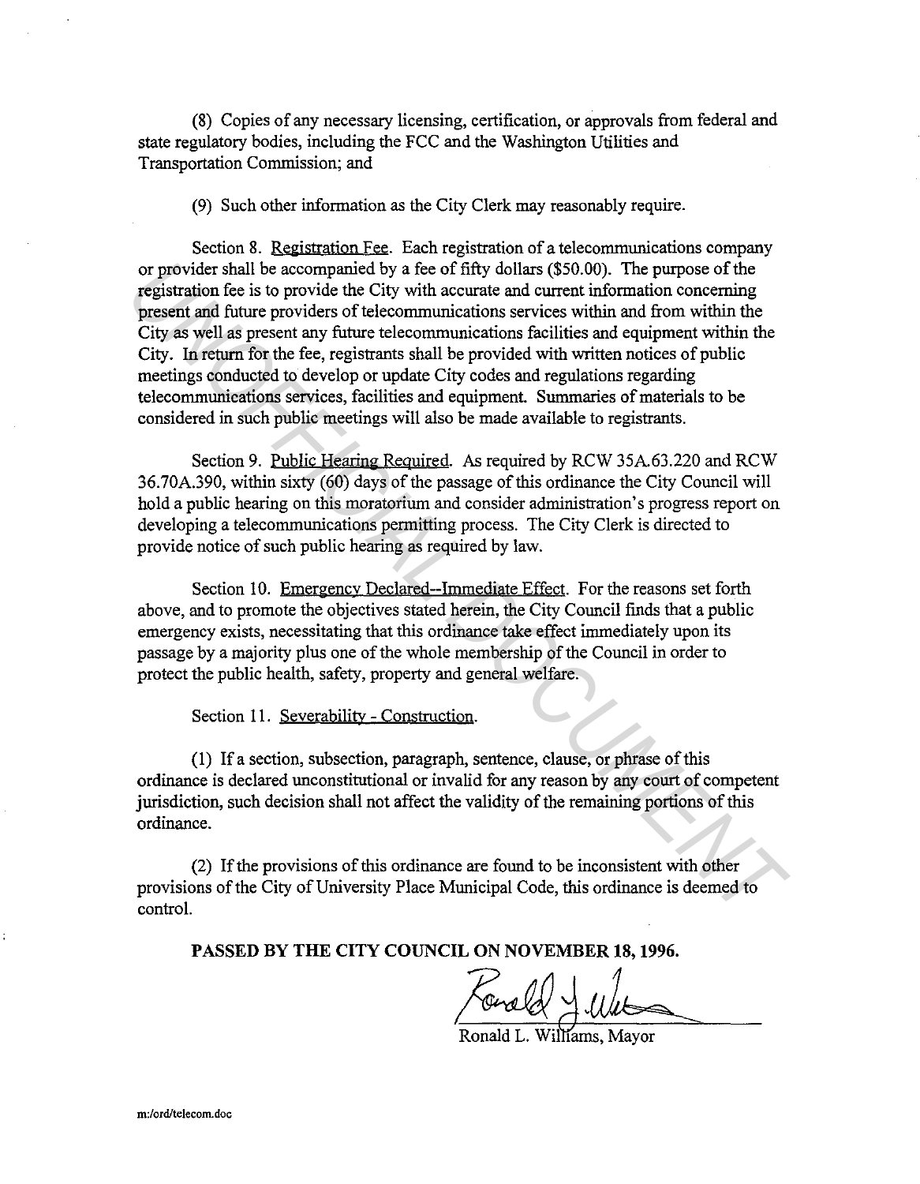(8) Copies of any necessary licensing, certification, or approvals from federal and state regulatory bodies, including the FCC and the Washington Utilities and Transportation Commission; and

(9) Such other information as the City Clerk may reasonably require.

Section 8. Registration Fee. Each registration of a telecommunications company or provider shall be accompanied by a fee of fifty dollars ($50.00). The purpose of the registration fee is to provide the City with accurate and current information concerning present and future providers of telecommunications services within and from within the City as well as present any future telecommunications facilities and equipment within the City. In return for the fee, registrants shall be provided with written notices of public meetings conducted to develop or update City codes and regulations regarding telecommunications services, facilities and equipment. Summaries of materials to be considered in such public meetings will also be made available to registrants.

Section 9. Public Hearing Required. As required by RCW 35A.63.220 and RCW 36.70A.390, within sixty (60) days of the passage of this ordinance the City Council will hold a public hearing on this moratorium and consider administration's progress report on developing a telecommunications permitting process. The City Clerk is directed to provide notice of such public hearing as required by law.

Section 10. Emergency Declared--Immediate Effect. For the reasons set forth above, and to promote the objectives stated herein, the City Council finds that a public emergency exists, necessitating that this ordinance take effect immediately upon its passage by a majority plus one of the whole membership of the Council in order to protect the public health, safety, property and general welfare.

Section 11. Severability - Construction.

(1) If a section, subsection, paragraph, sentence, clause, or phrase of this ordinance is declared unconstitutional or invalid for any reason by any court of competent jurisdiction, such decision shall not affect the validity of the remaining portions of this ordinance.

(2) If the provisions of this ordinance are found to be inconsistent with other provisions of the City of University Place Municipal Code, this ordinance is deemed to control.

**PASSED BY THE CITY COUNCIL ON NOVEMBER 18, 1996.**

Ronald L. Williams, Mayor

m:/ord/telecom.doc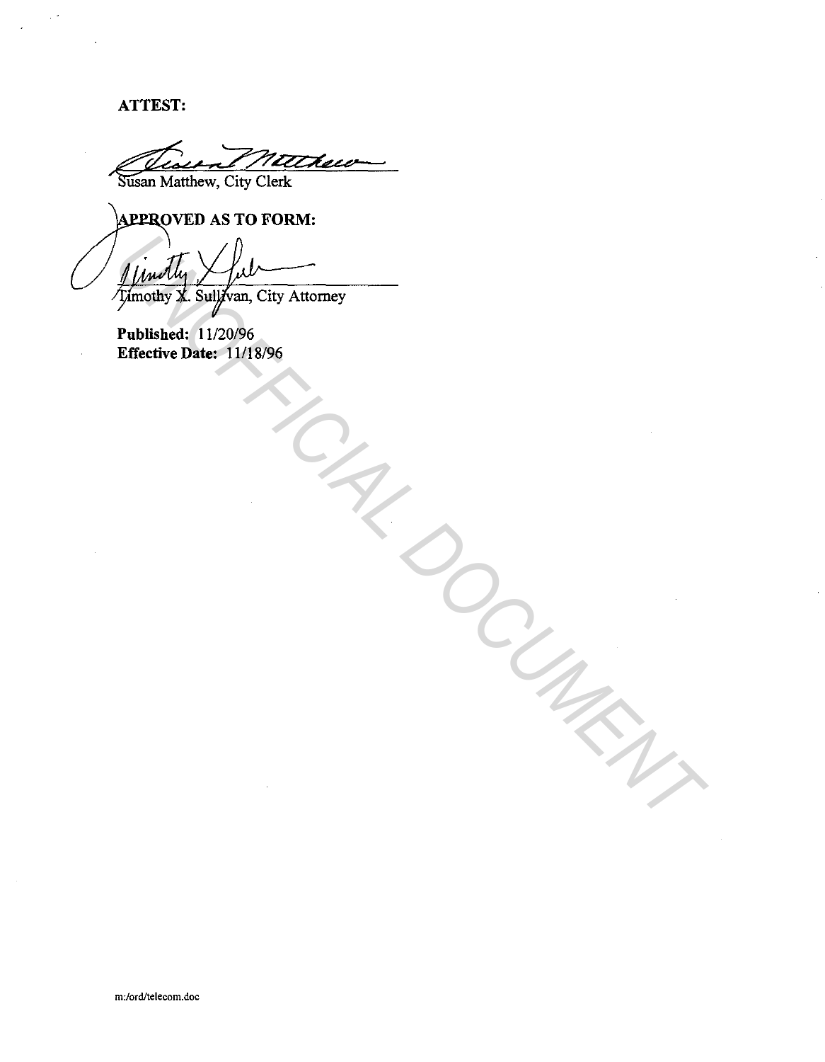**ATTEST:**

Susan Matthew, City Clerk

**APPROVED AS TO FORM:**

Timothy X. Sullivan, City Attorney

**Published:** 11/20/96
**Effective Date:** 11/18/96

UNOFFICIAL DOCUMENT

m:/ord/telecom.doc